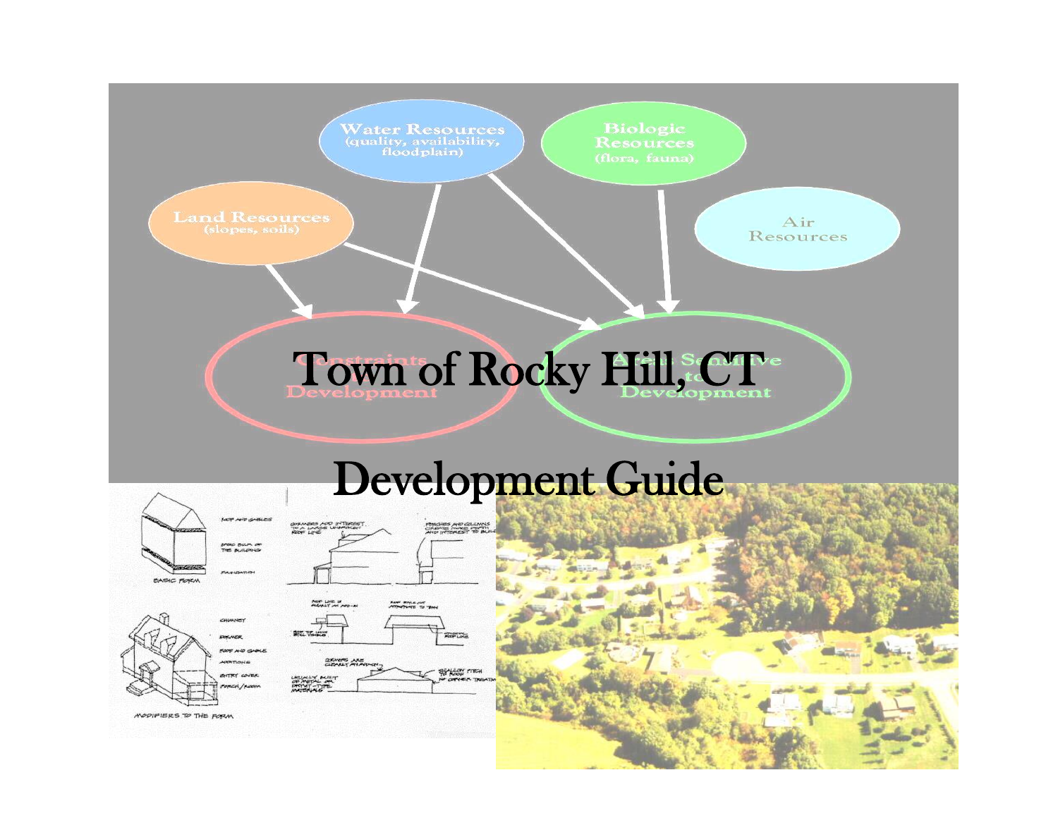# Town of Rocky Hill, CT

# Development Guide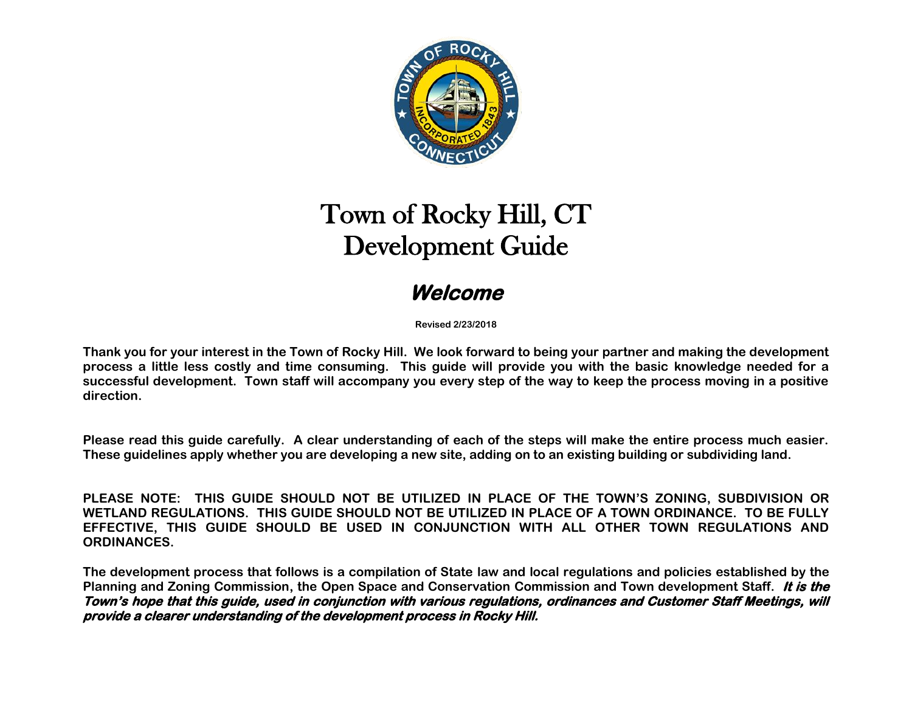# Town of Rocky Hill, CT
# Development Guide

## *Welcome*

**Revised 2/23/2018**

**Thank you for your interest in the Town of Rocky Hill. We look forward to being your partner and making the development process a little less costly and time consuming. This guide will provide you with the basic knowledge needed for a successful development. Town staff will accompany you every step of the way to keep the process moving in a positive direction.**

**Please read this guide carefully. A clear understanding of each of the steps will make the entire process much easier. These guidelines apply whether you are developing a new site, adding on to an existing building or subdividing land.**

**PLEASE NOTE: THIS GUIDE SHOULD NOT BE UTILIZED IN PLACE OF THE TOWN'S ZONING, SUBDIVISION OR WETLAND REGULATIONS. THIS GUIDE SHOULD NOT BE UTILIZED IN PLACE OF A TOWN ORDINANCE. TO BE FULLY EFFECTIVE, THIS GUIDE SHOULD BE USED IN CONJUNCTION WITH ALL OTHER TOWN REGULATIONS AND ORDINANCES.**

**The development process that follows is a compilation of State law and local regulations and policies established by the Planning and Zoning Commission, the Open Space and Conservation Commission and Town development Staff.** ***It is the Town's hope that this guide, used in conjunction with various regulations, ordinances and Customer Staff Meetings, will provide a clearer understanding of the development process in Rocky Hill.***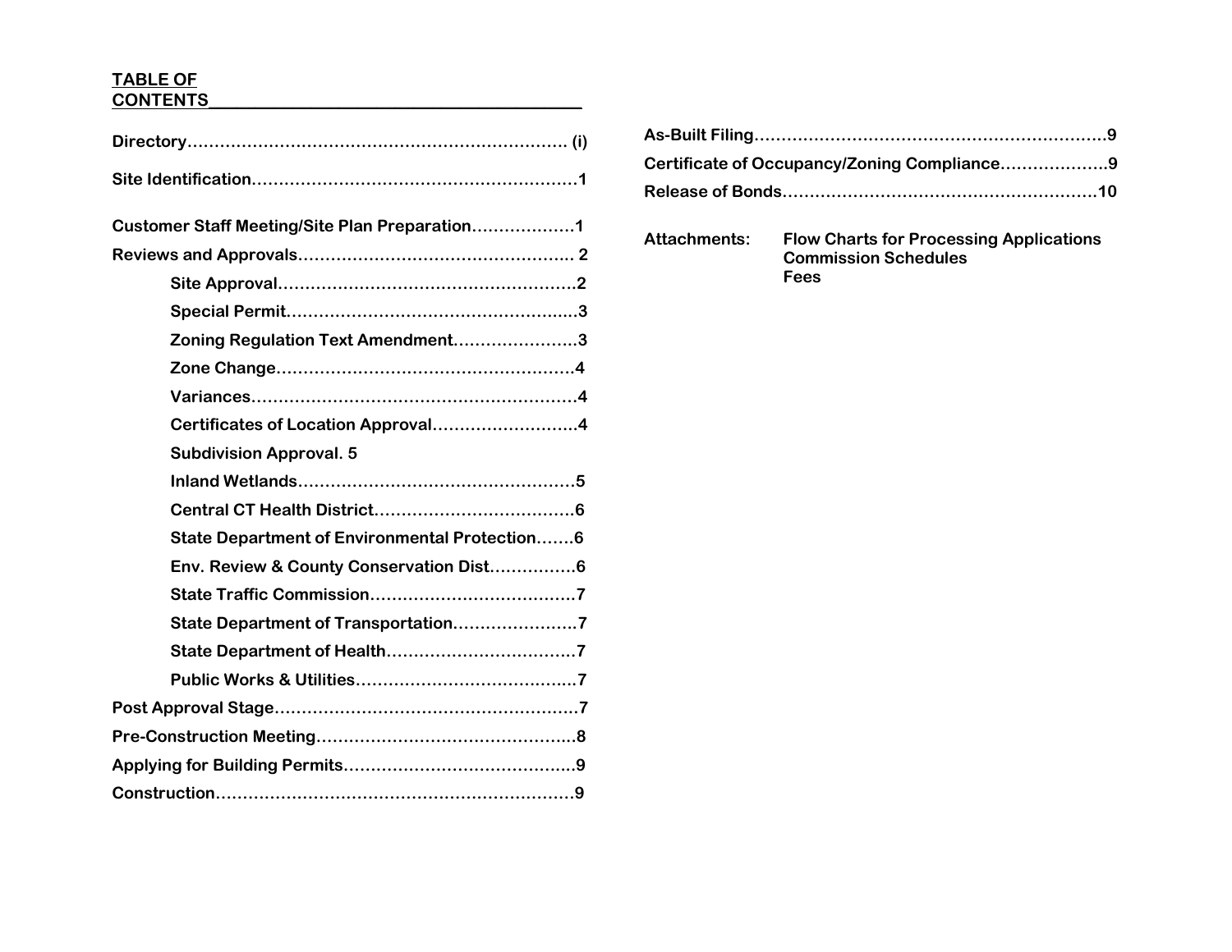## TABLE OF CONTENTS

**Directory……………………………………………………………… (i)**

**Site Identification……………………………………………………1**

**Customer Staff Meeting/Site Plan Preparation……………….1**

**Reviews and Approvals………………………………………….. 2**

- **Site Approval……………………………………………….2**
- **Special Permit……………………………………………..3**
- **Zoning Regulation Text Amendment…………………..3**
- **Zone Change……………………………………………….4**
- **Variances……………………………………………………4**
- **Certificates of Location Approval………………………4**
- **Subdivision Approval. 5**
- **Inland Wetlands……………………………………………5**
- **Central CT Health District………………………………..6**
- **State Department of Environmental Protection…….6**
- **Env. Review & County Conservation Dist…………….6**
- **State Traffic Commission…………………………………7**
- **State Department of Transportation…………………..7**
- **State Department of Health………………………………7**
- **Public Works & Utilities……………………………………7**

**Post Approval Stage…………………………………………………7**

**Pre-Construction Meeting…………………………………………..8**

**Applying for Building Permits……………………………………..9**

**Construction…………………………………………………………9**

**As-Built Filing…………………………………………………………9**

**Certificate of Occupancy/Zoning Compliance………………..9**

**Release of Bonds…………………………………………………..10**

**Attachments:**
- **Flow Charts for Processing Applications**
- **Commission Schedules**
- **Fees**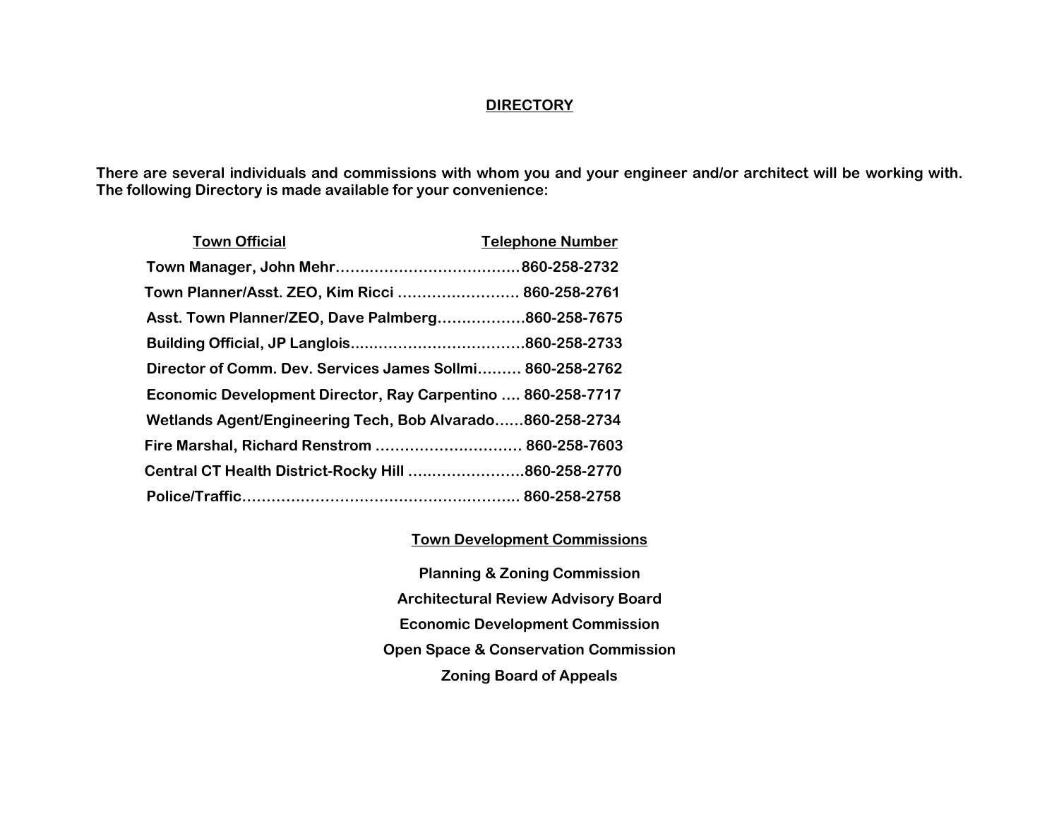# DIRECTORY

**There are several individuals and commissions with whom you and your engineer and/or architect will be working with. The following Directory is made available for your convenience:**

| Town Official | Telephone Number |
| --- | --- |
| Town Manager, John Mehr | 860-258-2732 |
| Town Planner/Asst. ZEO, Kim Ricci | 860-258-2761 |
| Asst. Town Planner/ZEO, Dave Palmberg | 860-258-7675 |
| Building Official, JP Langlois | 860-258-2733 |
| Director of Comm. Dev. Services James Sollmi | 860-258-2762 |
| Economic Development Director, Ray Carpentino | 860-258-7717 |
| Wetlands Agent/Engineering Tech, Bob Alvarado | 860-258-2734 |
| Fire Marshal, Richard Renstrom | 860-258-7603 |
| Central CT Health District-Rocky Hill | 860-258-2770 |
| Police/Traffic | 860-258-2758 |

## Town Development Commissions

**Planning & Zoning Commission**

**Architectural Review Advisory Board**

**Economic Development Commission**

**Open Space & Conservation Commission**

**Zoning Board of Appeals**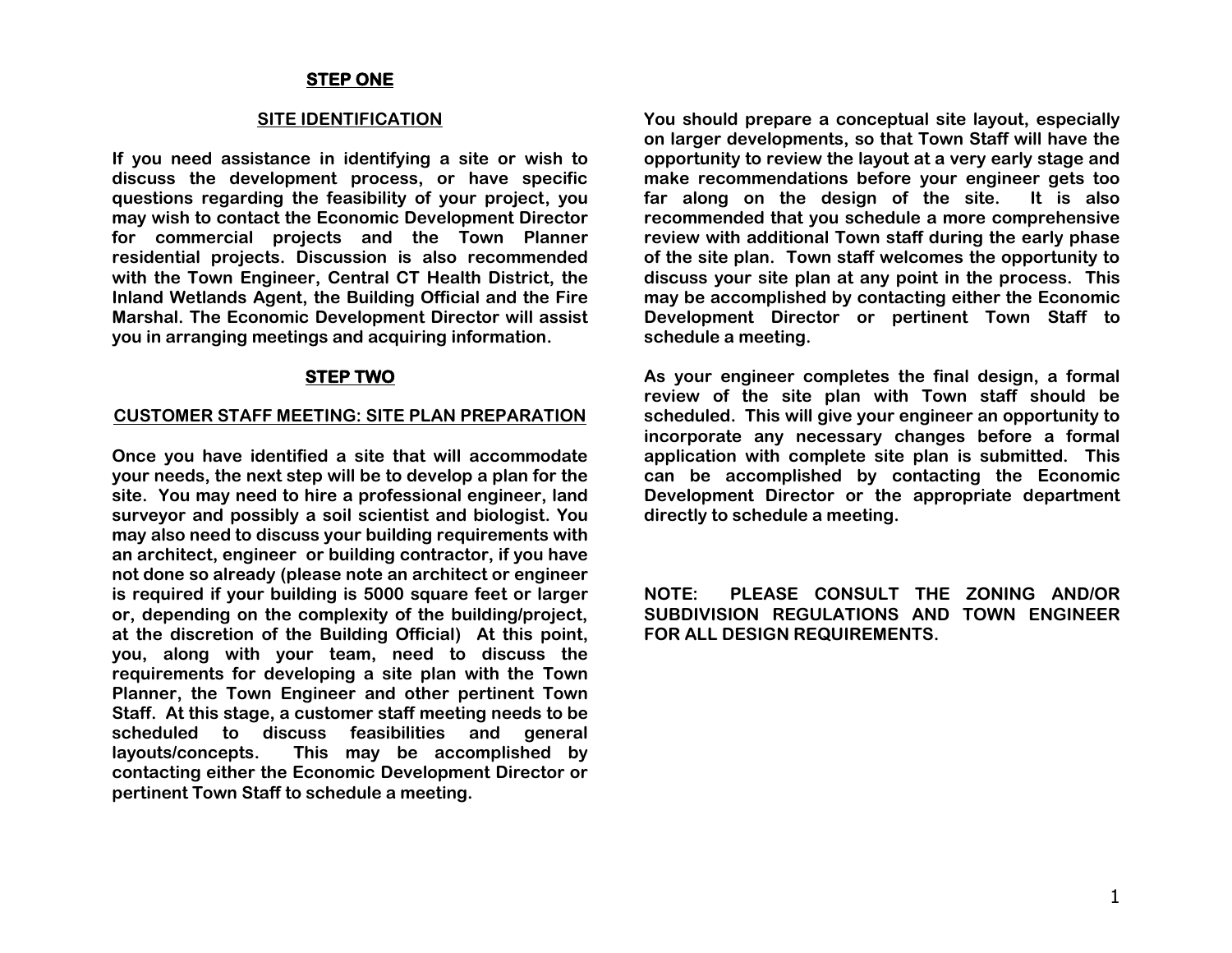## STEP ONE

### SITE IDENTIFICATION

**If you need assistance in identifying a site or wish to discuss the development process, or have specific questions regarding the feasibility of your project, you may wish to contact the Economic Development Director for commercial projects and the Town Planner residential projects. Discussion is also recommended with the Town Engineer, Central CT Health District, the Inland Wetlands Agent, the Building Official and the Fire Marshal. The Economic Development Director will assist you in arranging meetings and acquiring information.**

## STEP TWO

### CUSTOMER STAFF MEETING: SITE PLAN PREPARATION

**Once you have identified a site that will accommodate your needs, the next step will be to develop a plan for the site. You may need to hire a professional engineer, land surveyor and possibly a soil scientist and biologist. You may also need to discuss your building requirements with an architect, engineer or building contractor, if you have not done so already (please note an architect or engineer is required if your building is 5000 square feet or larger or, depending on the complexity of the building/project, at the discretion of the Building Official) At this point, you, along with your team, need to discuss the requirements for developing a site plan with the Town Planner, the Town Engineer and other pertinent Town Staff. At this stage, a customer staff meeting needs to be scheduled to discuss feasibilities and general layouts/concepts. This may be accomplished by contacting either the Economic Development Director or pertinent Town Staff to schedule a meeting.**

**You should prepare a conceptual site layout, especially on larger developments, so that Town Staff will have the opportunity to review the layout at a very early stage and make recommendations before your engineer gets too far along on the design of the site. It is also recommended that you schedule a more comprehensive review with additional Town staff during the early phase of the site plan. Town staff welcomes the opportunity to discuss your site plan at any point in the process. This may be accomplished by contacting either the Economic Development Director or pertinent Town Staff to schedule a meeting.**

**As your engineer completes the final design, a formal review of the site plan with Town staff should be scheduled. This will give your engineer an opportunity to incorporate any necessary changes before a formal application with complete site plan is submitted. This can be accomplished by contacting the Economic Development Director or the appropriate department directly to schedule a meeting.**

**NOTE: PLEASE CONSULT THE ZONING AND/OR SUBDIVISION REGULATIONS AND TOWN ENGINEER FOR ALL DESIGN REQUIREMENTS.**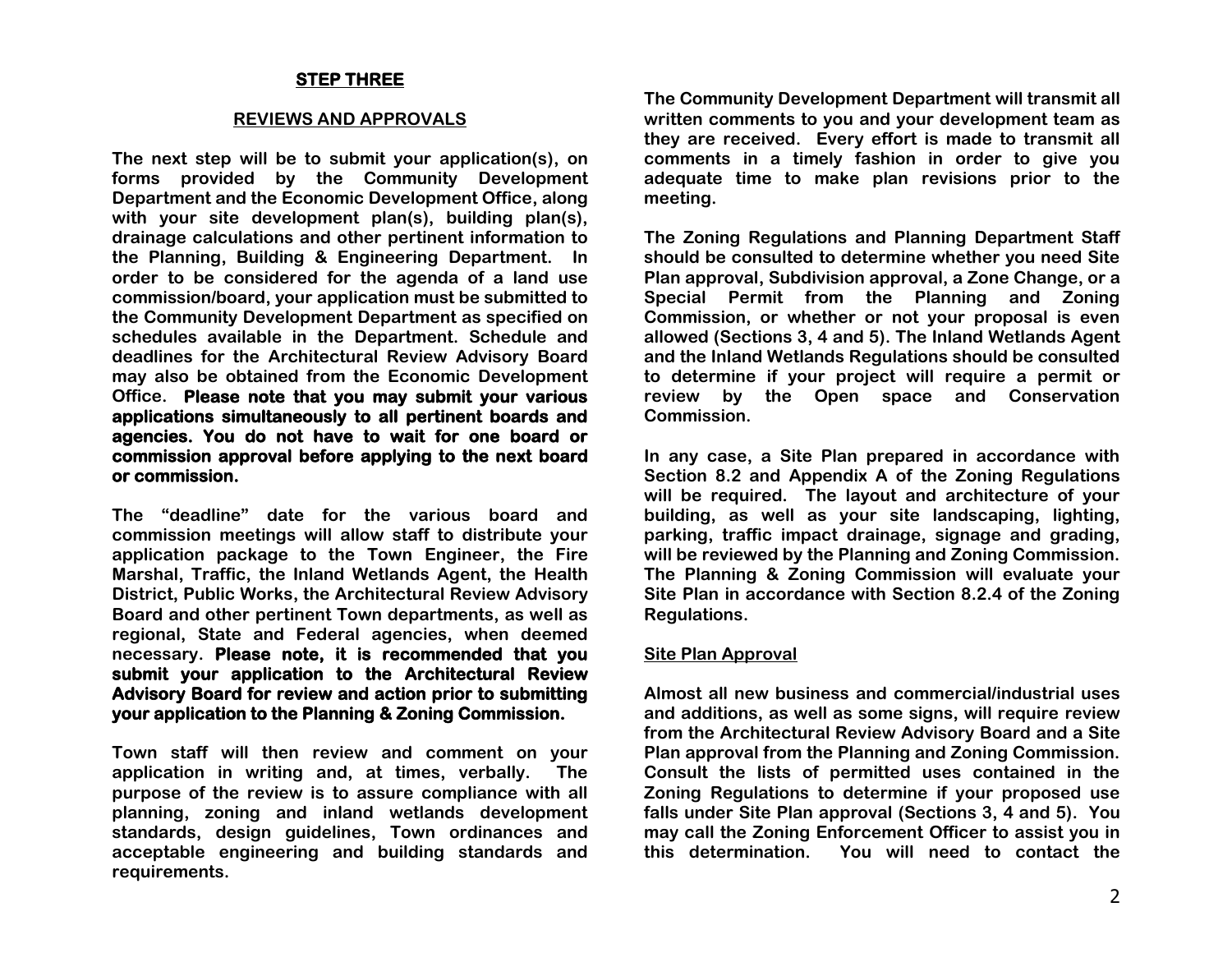## STEP THREE

### REVIEWS AND APPROVALS

The next step will be to submit your application(s), on forms provided by the Community Development Department and the Economic Development Office, along with your site development plan(s), building plan(s), drainage calculations and other pertinent information to the Planning, Building & Engineering Department. In order to be considered for the agenda of a land use commission/board, your application must be submitted to the Community Development Department as specified on schedules available in the Department. Schedule and deadlines for the Architectural Review Advisory Board may also be obtained from the Economic Development Office. **Please note that you may submit your various applications simultaneously to all pertinent boards and agencies. You do not have to wait for one board or commission approval before applying to the next board or commission.**

The "deadline" date for the various board and commission meetings will allow staff to distribute your application package to the Town Engineer, the Fire Marshal, Traffic, the Inland Wetlands Agent, the Health District, Public Works, the Architectural Review Advisory Board and other pertinent Town departments, as well as regional, State and Federal agencies, when deemed necessary. **Please note, it is recommended that you submit your application to the Architectural Review Advisory Board for review and action prior to submitting your application to the Planning & Zoning Commission.**

Town staff will then review and comment on your application in writing and, at times, verbally. The purpose of the review is to assure compliance with all planning, zoning and inland wetlands development standards, design guidelines, Town ordinances and acceptable engineering and building standards and requirements.

The Community Development Department will transmit all written comments to you and your development team as they are received. Every effort is made to transmit all comments in a timely fashion in order to give you adequate time to make plan revisions prior to the meeting.

The Zoning Regulations and Planning Department Staff should be consulted to determine whether you need Site Plan approval, Subdivision approval, a Zone Change, or a Special Permit from the Planning and Zoning Commission, or whether or not your proposal is even allowed (Sections 3, 4 and 5). The Inland Wetlands Agent and the Inland Wetlands Regulations should be consulted to determine if your project will require a permit or review by the Open space and Conservation Commission.

In any case, a Site Plan prepared in accordance with Section 8.2 and Appendix A of the Zoning Regulations will be required. The layout and architecture of your building, as well as your site landscaping, lighting, parking, traffic impact drainage, signage and grading, will be reviewed by the Planning and Zoning Commission. The Planning & Zoning Commission will evaluate your Site Plan in accordance with Section 8.2.4 of the Zoning Regulations.

#### Site Plan Approval

Almost all new business and commercial/industrial uses and additions, as well as some signs, will require review from the Architectural Review Advisory Board and a Site Plan approval from the Planning and Zoning Commission. Consult the lists of permitted uses contained in the Zoning Regulations to determine if your proposed use falls under Site Plan approval (Sections 3, 4 and 5). You may call the Zoning Enforcement Officer to assist you in this determination. You will need to contact the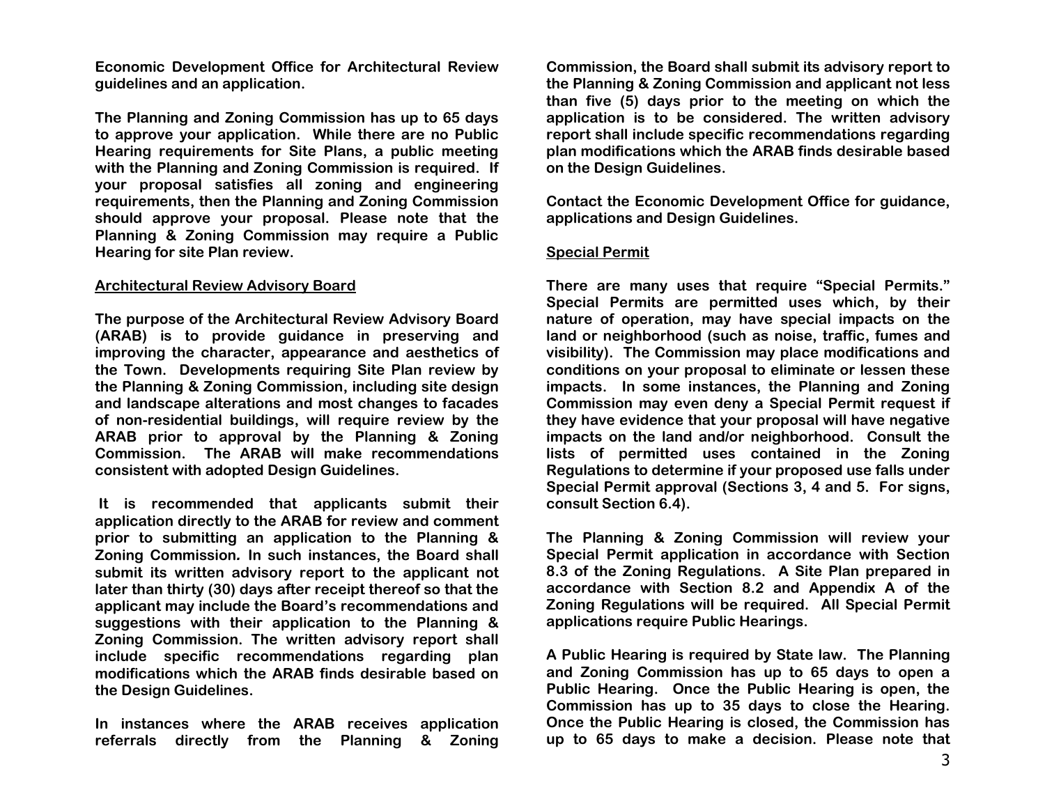Economic Development Office for Architectural Review guidelines and an application.

The Planning and Zoning Commission has up to 65 days to approve your application. While there are no Public Hearing requirements for Site Plans, a public meeting with the Planning and Zoning Commission is required. If your proposal satisfies all zoning and engineering requirements, then the Planning and Zoning Commission should approve your proposal. Please note that the Planning & Zoning Commission may require a Public Hearing for site Plan review.

## Architectural Review Advisory Board

The purpose of the Architectural Review Advisory Board (ARAB) is to provide guidance in preserving and improving the character, appearance and aesthetics of the Town. Developments requiring Site Plan review by the Planning & Zoning Commission, including site design and landscape alterations and most changes to facades of non-residential buildings, will require review by the ARAB prior to approval by the Planning & Zoning Commission. The ARAB will make recommendations consistent with adopted Design Guidelines.

It is recommended that applicants submit their application directly to the ARAB for review and comment prior to submitting an application to the Planning & Zoning Commission. In such instances, the Board shall submit its written advisory report to the applicant not later than thirty (30) days after receipt thereof so that the applicant may include the Board's recommendations and suggestions with their application to the Planning & Zoning Commission. The written advisory report shall include specific recommendations regarding plan modifications which the ARAB finds desirable based on the Design Guidelines.

In instances where the ARAB receives application referrals directly from the Planning & Zoning Commission, the Board shall submit its advisory report to the Planning & Zoning Commission and applicant not less than five (5) days prior to the meeting on which the application is to be considered. The written advisory report shall include specific recommendations regarding plan modifications which the ARAB finds desirable based on the Design Guidelines.

Contact the Economic Development Office for guidance, applications and Design Guidelines.

## Special Permit

There are many uses that require "Special Permits." Special Permits are permitted uses which, by their nature of operation, may have special impacts on the land or neighborhood (such as noise, traffic, fumes and visibility). The Commission may place modifications and conditions on your proposal to eliminate or lessen these impacts. In some instances, the Planning and Zoning Commission may even deny a Special Permit request if they have evidence that your proposal will have negative impacts on the land and/or neighborhood. Consult the lists of permitted uses contained in the Zoning Regulations to determine if your proposed use falls under Special Permit approval (Sections 3, 4 and 5. For signs, consult Section 6.4).

The Planning & Zoning Commission will review your Special Permit application in accordance with Section 8.3 of the Zoning Regulations. A Site Plan prepared in accordance with Section 8.2 and Appendix A of the Zoning Regulations will be required. All Special Permit applications require Public Hearings.

A Public Hearing is required by State law. The Planning and Zoning Commission has up to 65 days to open a Public Hearing. Once the Public Hearing is open, the Commission has up to 35 days to close the Hearing. Once the Public Hearing is closed, the Commission has up to 65 days to make a decision. Please note that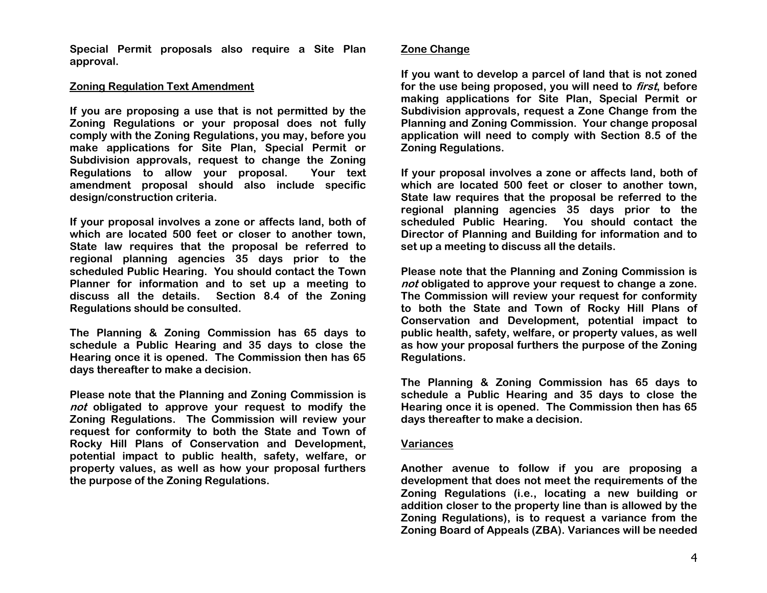**Special Permit proposals also require a Site Plan approval.**

## Zoning Regulation Text Amendment

**If you are proposing a use that is not permitted by the Zoning Regulations or your proposal does not fully comply with the Zoning Regulations, you may, before you make applications for Site Plan, Special Permit or Subdivision approvals, request to change the Zoning Regulations to allow your proposal. Your text amendment proposal should also include specific design/construction criteria.**

**If your proposal involves a zone or affects land, both of which are located 500 feet or closer to another town, State law requires that the proposal be referred to regional planning agencies 35 days prior to the scheduled Public Hearing. You should contact the Town Planner for information and to set up a meeting to discuss all the details. Section 8.4 of the Zoning Regulations should be consulted.**

**The Planning & Zoning Commission has 65 days to schedule a Public Hearing and 35 days to close the Hearing once it is opened. The Commission then has 65 days thereafter to make a decision.**

**Please note that the Planning and Zoning Commission is *not* obligated to approve your request to modify the Zoning Regulations. The Commission will review your request for conformity to both the State and Town of Rocky Hill Plans of Conservation and Development, potential impact to public health, safety, welfare, or property values, as well as how your proposal furthers the purpose of the Zoning Regulations.**

## Zone Change

**If you want to develop a parcel of land that is not zoned for the use being proposed, you will need to *first*, before making applications for Site Plan, Special Permit or Subdivision approvals, request a Zone Change from the Planning and Zoning Commission. Your change proposal application will need to comply with Section 8.5 of the Zoning Regulations.**

**If your proposal involves a zone or affects land, both of which are located 500 feet or closer to another town, State law requires that the proposal be referred to the regional planning agencies 35 days prior to the scheduled Public Hearing. You should contact the Director of Planning and Building for information and to set up a meeting to discuss all the details.**

**Please note that the Planning and Zoning Commission is *not* obligated to approve your request to change a zone. The Commission will review your request for conformity to both the State and Town of Rocky Hill Plans of Conservation and Development, potential impact to public health, safety, welfare, or property values, as well as how your proposal furthers the purpose of the Zoning Regulations.**

**The Planning & Zoning Commission has 65 days to schedule a Public Hearing and 35 days to close the Hearing once it is opened. The Commission then has 65 days thereafter to make a decision.**

## Variances

**Another avenue to follow if you are proposing a development that does not meet the requirements of the Zoning Regulations (i.e., locating a new building or addition closer to the property line than is allowed by the Zoning Regulations), is to request a variance from the Zoning Board of Appeals (ZBA). Variances will be needed**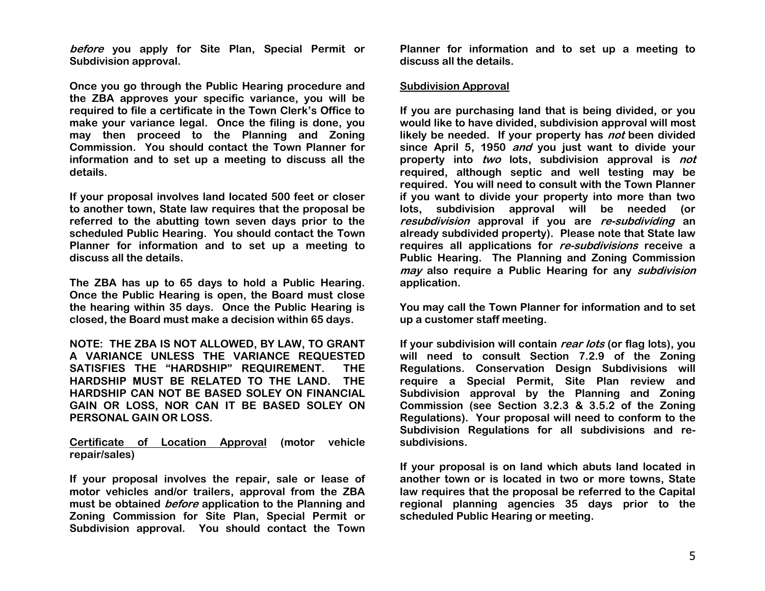*before* you apply for Site Plan, Special Permit or Subdivision approval.

Once you go through the Public Hearing procedure and the ZBA approves your specific variance, you will be required to file a certificate in the Town Clerk's Office to make your variance legal. Once the filing is done, you may then proceed to the Planning and Zoning Commission. You should contact the Town Planner for information and to set up a meeting to discuss all the details.

If your proposal involves land located 500 feet or closer to another town, State law requires that the proposal be referred to the abutting town seven days prior to the scheduled Public Hearing. You should contact the Town Planner for information and to set up a meeting to discuss all the details.

The ZBA has up to 65 days to hold a Public Hearing. Once the Public Hearing is open, the Board must close the hearing within 35 days. Once the Public Hearing is closed, the Board must make a decision within 65 days.

NOTE: THE ZBA IS NOT ALLOWED, BY LAW, TO GRANT A VARIANCE UNLESS THE VARIANCE REQUESTED SATISFIES THE "HARDSHIP" REQUIREMENT. THE HARDSHIP MUST BE RELATED TO THE LAND. THE HARDSHIP CAN NOT BE BASED SOLEY ON FINANCIAL GAIN OR LOSS, NOR CAN IT BE BASED SOLEY ON PERSONAL GAIN OR LOSS.

<u>Certificate of Location Approval</u> (motor vehicle repair/sales)

If your proposal involves the repair, sale or lease of motor vehicles and/or trailers, approval from the ZBA must be obtained *before* application to the Planning and Zoning Commission for Site Plan, Special Permit or Subdivision approval. You should contact the Town Planner for information and to set up a meeting to discuss all the details.

<u>Subdivision Approval</u>

If you are purchasing land that is being divided, or you would like to have divided, subdivision approval will most likely be needed. If your property has *not* been divided since April 5, 1950 *and* you just want to divide your property into *two* lots, subdivision approval is *not* required, although septic and well testing may be required. You will need to consult with the Town Planner if you want to divide your property into more than two lots, subdivision approval will be needed (or *resubdivision* approval if you are *re-subdividing* an already subdivided property). Please note that State law requires all applications for *re-subdivisions* receive a Public Hearing. The Planning and Zoning Commission *may* also require a Public Hearing for any *subdivision* application.

You may call the Town Planner for information and to set up a customer staff meeting.

If your subdivision will contain *rear lots* (or flag lots), you will need to consult Section 7.2.9 of the Zoning Regulations. Conservation Design Subdivisions will require a Special Permit, Site Plan review and Subdivision approval by the Planning and Zoning Commission (see Section 3.2.3 & 3.5.2 of the Zoning Regulations). Your proposal will need to conform to the Subdivision Regulations for all subdivisions and re-subdivisions.

If your proposal is on land which abuts land located in another town or is located in two or more towns, State law requires that the proposal be referred to the Capital regional planning agencies 35 days prior to the scheduled Public Hearing or meeting.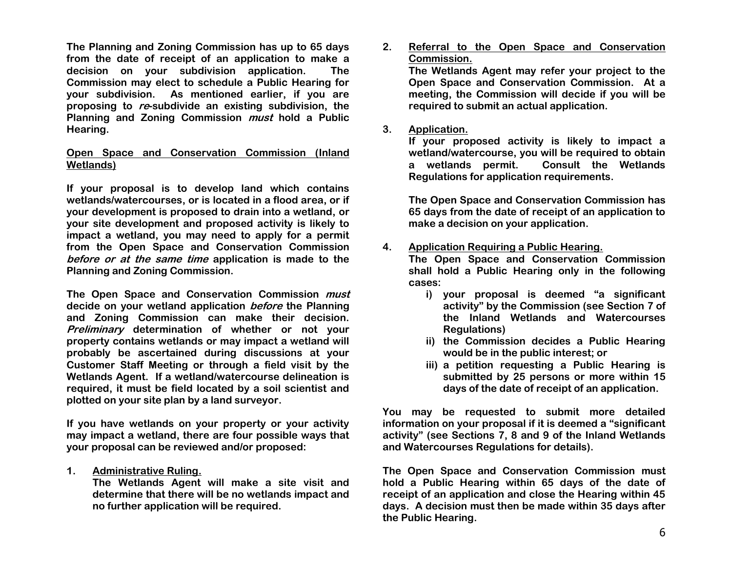The Planning and Zoning Commission has up to 65 days from the date of receipt of an application to make a decision on your subdivision application. The Commission may elect to schedule a Public Hearing for your subdivision. As mentioned earlier, if you are proposing to *re*-subdivide an existing subdivision, the Planning and Zoning Commission *must* hold a Public Hearing.

## Open Space and Conservation Commission (Inland Wetlands)

If your proposal is to develop land which contains wetlands/watercourses, or is located in a flood area, or if your development is proposed to drain into a wetland, or your site development and proposed activity is likely to impact a wetland, you may need to apply for a permit from the Open Space and Conservation Commission *before or at the same time* application is made to the Planning and Zoning Commission.

The Open Space and Conservation Commission *must* decide on your wetland application *before* the Planning and Zoning Commission can make their decision. *Preliminary* determination of whether or not your property contains wetlands or may impact a wetland will probably be ascertained during discussions at your Customer Staff Meeting or through a field visit by the Wetlands Agent. If a wetland/watercourse delineation is required, it must be field located by a soil scientist and plotted on your site plan by a land surveyor.

If you have wetlands on your property or your activity may impact a wetland, there are four possible ways that your proposal can be reviewed and/or proposed:

1. **Administrative Ruling.**
   The Wetlands Agent will make a site visit and determine that there will be no wetlands impact and no further application will be required.

2. **Referral to the Open Space and Conservation Commission.**
   The Wetlands Agent may refer your project to the Open Space and Conservation Commission. At a meeting, the Commission will decide if you will be required to submit an actual application.

3. **Application.**
   If your proposed activity is likely to impact a wetland/watercourse, you will be required to obtain a wetlands permit. Consult the Wetlands Regulations for application requirements.

   The Open Space and Conservation Commission has 65 days from the date of receipt of an application to make a decision on your application.

4. **Application Requiring a Public Hearing.**
   The Open Space and Conservation Commission shall hold a Public Hearing only in the following cases:
   i) your proposal is deemed "a significant activity" by the Commission (see Section 7 of the Inland Wetlands and Watercourses Regulations)
   ii) the Commission decides a Public Hearing would be in the public interest; or
   iii) a petition requesting a Public Hearing is submitted by 25 persons or more within 15 days of the date of receipt of an application.

You may be requested to submit more detailed information on your proposal if it is deemed a "significant activity" (see Sections 7, 8 and 9 of the Inland Wetlands and Watercourses Regulations for details).

The Open Space and Conservation Commission must hold a Public Hearing within 65 days of the date of receipt of an application and close the Hearing within 45 days. A decision must then be made within 35 days after the Public Hearing.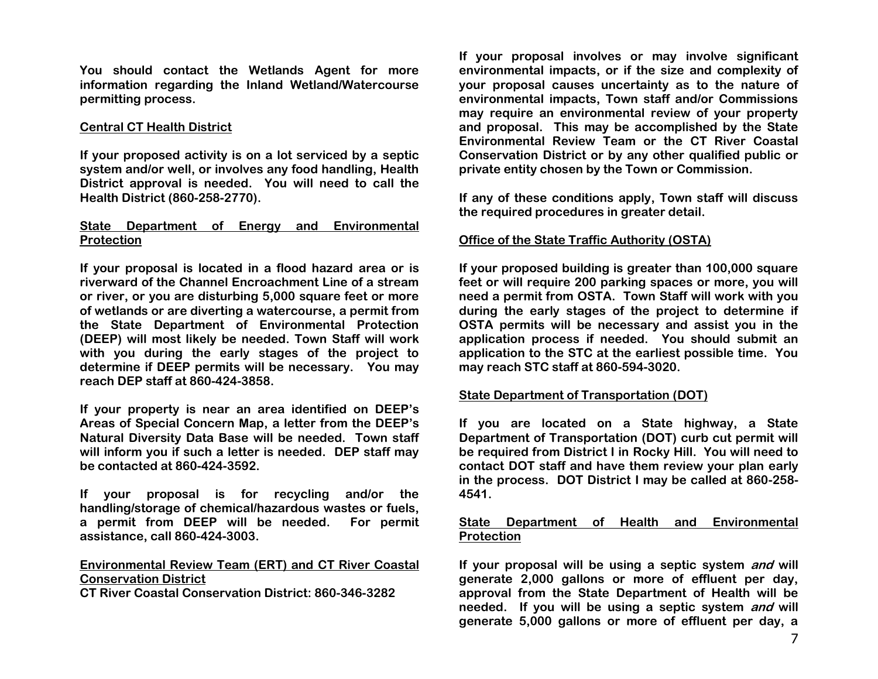**You should contact the Wetlands Agent for more information regarding the Inland Wetland/Watercourse permitting process.**

**<u>Central CT Health District</u>**

**If your proposed activity is on a lot serviced by a septic system and/or well, or involves any food handling, Health District approval is needed. You will need to call the Health District (860-258-2770).**

**<u>State Department of Energy and Environmental Protection</u>**

**If your proposal is located in a flood hazard area or is riverward of the Channel Encroachment Line of a stream or river, or you are disturbing 5,000 square feet or more of wetlands or are diverting a watercourse, a permit from the State Department of Environmental Protection (DEEP) will most likely be needed. Town Staff will work with you during the early stages of the project to determine if DEEP permits will be necessary. You may reach DEP staff at 860-424-3858.**

**If your property is near an area identified on DEEP's Areas of Special Concern Map, a letter from the DEEP's Natural Diversity Data Base will be needed. Town staff will inform you if such a letter is needed. DEP staff may be contacted at 860-424-3592.**

**If your proposal is for recycling and/or the handling/storage of chemical/hazardous wastes or fuels, a permit from DEEP will be needed. For permit assistance, call 860-424-3003.**

**<u>Environmental Review Team (ERT) and CT River Coastal Conservation District</u>**
**CT River Coastal Conservation District: 860-346-3282**

**If your proposal involves or may involve significant environmental impacts, or if the size and complexity of your proposal causes uncertainty as to the nature of environmental impacts, Town staff and/or Commissions may require an environmental review of your property and proposal. This may be accomplished by the State Environmental Review Team or the CT River Coastal Conservation District or by any other qualified public or private entity chosen by the Town or Commission.**

**If any of these conditions apply, Town staff will discuss the required procedures in greater detail.**

**<u>Office of the State Traffic Authority (OSTA)</u>**

**If your proposed building is greater than 100,000 square feet or will require 200 parking spaces or more, you will need a permit from OSTA. Town Staff will work with you during the early stages of the project to determine if OSTA permits will be necessary and assist you in the application process if needed. You should submit an application to the STC at the earliest possible time. You may reach STC staff at 860-594-3020.**

**<u>State Department of Transportation (DOT)</u>**

**If you are located on a State highway, a State Department of Transportation (DOT) curb cut permit will be required from District I in Rocky Hill. You will need to contact DOT staff and have them review your plan early in the process. DOT District I may be called at 860-258-4541.**

**<u>State Department of Health and Environmental Protection</u>**

**If your proposal will be using a septic system *and* will generate 2,000 gallons or more of effluent per day, approval from the State Department of Health will be needed. If you will be using a septic system *and* will generate 5,000 gallons or more of effluent per day, a**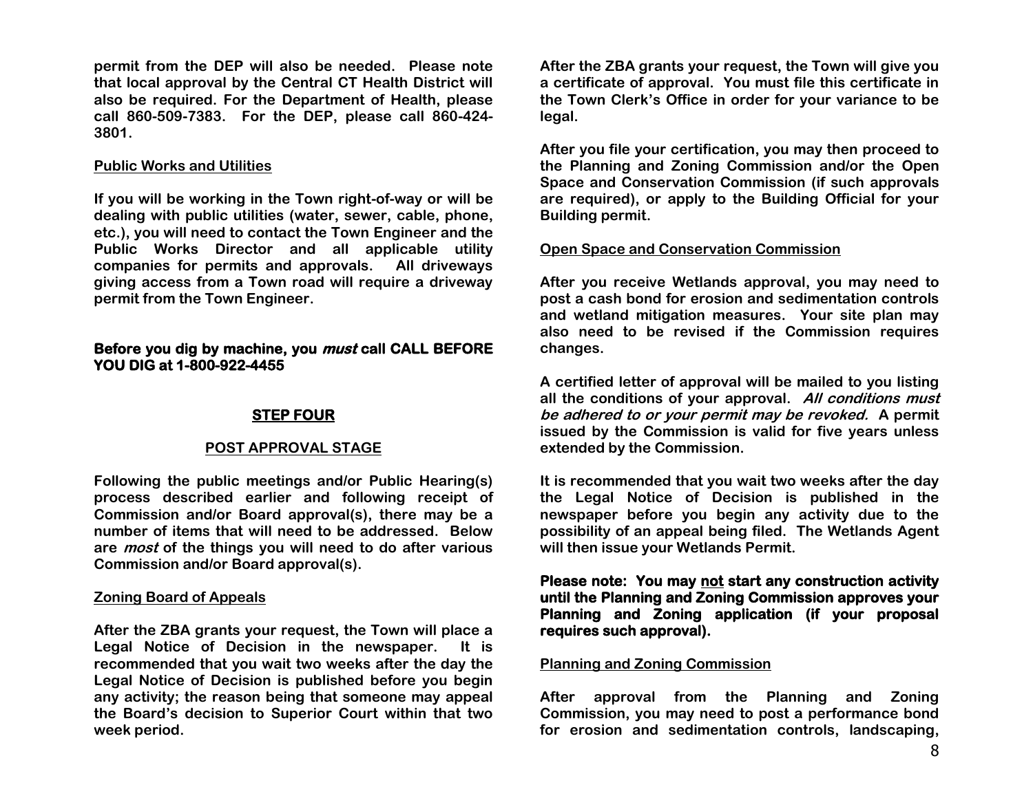**permit from the DEP will also be needed. Please note that local approval by the Central CT Health District will also be required. For the Department of Health, please call 860-509-7383. For the DEP, please call 860-424-3801.**

**Public Works and Utilities**

**If you will be working in the Town right-of-way or will be dealing with public utilities (water, sewer, cable, phone, etc.), you will need to contact the Town Engineer and the Public Works Director and all applicable utility companies for permits and approvals. All driveways giving access from a Town road will require a driveway permit from the Town Engineer.**

**Before you dig by machine, you *must* call CALL BEFORE YOU DIG at 1-800-922-4455**

## STEP FOUR

### POST APPROVAL STAGE

**Following the public meetings and/or Public Hearing(s) process described earlier and following receipt of Commission and/or Board approval(s), there may be a number of items that will need to be addressed. Below are *most* of the things you will need to do after various Commission and/or Board approval(s).**

**Zoning Board of Appeals**

**After the ZBA grants your request, the Town will place a Legal Notice of Decision in the newspaper. It is recommended that you wait two weeks after the day the Legal Notice of Decision is published before you begin any activity; the reason being that someone may appeal the Board's decision to Superior Court within that two week period.**

**After the ZBA grants your request, the Town will give you a certificate of approval. You must file this certificate in the Town Clerk's Office in order for your variance to be legal.**

**After you file your certification, you may then proceed to the Planning and Zoning Commission and/or the Open Space and Conservation Commission (if such approvals are required), or apply to the Building Official for your Building permit.**

**Open Space and Conservation Commission**

**After you receive Wetlands approval, you may need to post a cash bond for erosion and sedimentation controls and wetland mitigation measures. Your site plan may also need to be revised if the Commission requires changes.**

**A certified letter of approval will be mailed to you listing all the conditions of your approval. *All conditions must be adhered to or your permit may be revoked.* A permit issued by the Commission is valid for five years unless extended by the Commission.**

**It is recommended that you wait two weeks after the day the Legal Notice of Decision is published in the newspaper before you begin any activity due to the possibility of an appeal being filed. The Wetlands Agent will then issue your Wetlands Permit.**

**Please note: You may <u>not</u> start any construction activity until the Planning and Zoning Commission approves your Planning and Zoning application (if your proposal requires such approval).**

**Planning and Zoning Commission**

**After approval from the Planning and Zoning Commission, you may need to post a performance bond for erosion and sedimentation controls, landscaping,**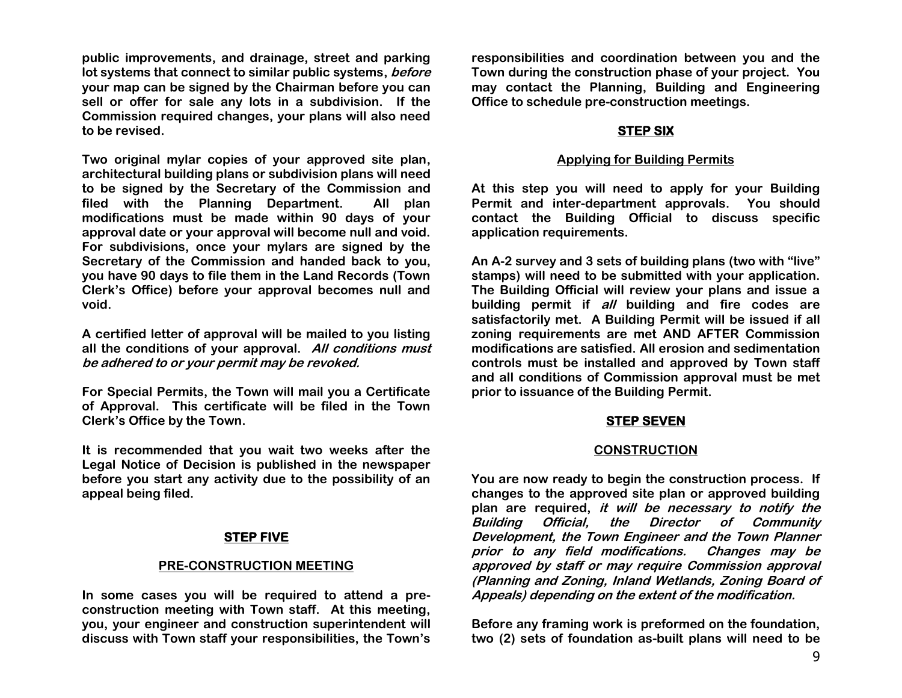**public improvements, and drainage, street and parking lot systems that connect to similar public systems, *before* your map can be signed by the Chairman before you can sell or offer for sale any lots in a subdivision. If the Commission required changes, your plans will also need to be revised.**

**Two original mylar copies of your approved site plan, architectural building plans or subdivision plans will need to be signed by the Secretary of the Commission and filed with the Planning Department. All plan modifications must be made within 90 days of your approval date or your approval will become null and void. For subdivisions, once your mylars are signed by the Secretary of the Commission and handed back to you, you have 90 days to file them in the Land Records (Town Clerk's Office) before your approval becomes null and void.**

**A certified letter of approval will be mailed to you listing all the conditions of your approval. *All conditions must be adhered to or your permit may be revoked.***

**For Special Permits, the Town will mail you a Certificate of Approval. This certificate will be filed in the Town Clerk's Office by the Town.**

**It is recommended that you wait two weeks after the Legal Notice of Decision is published in the newspaper before you start any activity due to the possibility of an appeal being filed.**

## STEP FIVE

### PRE-CONSTRUCTION MEETING

**In some cases you will be required to attend a pre-construction meeting with Town staff. At this meeting, you, your engineer and construction superintendent will discuss with Town staff your responsibilities, the Town's responsibilities and coordination between you and the Town during the construction phase of your project. You may contact the Planning, Building and Engineering Office to schedule pre-construction meetings.**

## STEP SIX

### Applying for Building Permits

**At this step you will need to apply for your Building Permit and inter-department approvals. You should contact the Building Official to discuss specific application requirements.**

**An A-2 survey and 3 sets of building plans (two with "live" stamps) will need to be submitted with your application. The Building Official will review your plans and issue a building permit if *all* building and fire codes are satisfactorily met. A Building Permit will be issued if all zoning requirements are met AND AFTER Commission modifications are satisfied. All erosion and sedimentation controls must be installed and approved by Town staff and all conditions of Commission approval must be met prior to issuance of the Building Permit.**

## STEP SEVEN

### CONSTRUCTION

**You are now ready to begin the construction process. If changes to the approved site plan or approved building plan are required, *it will be necessary to notify the Building Official, the Director of Community Development, the Town Engineer and the Town Planner prior to any field modifications. Changes may be approved by staff or may require Commission approval (Planning and Zoning, Inland Wetlands, Zoning Board of Appeals) depending on the extent of the modification.***

**Before any framing work is preformed on the foundation, two (2) sets of foundation as-built plans will need to be**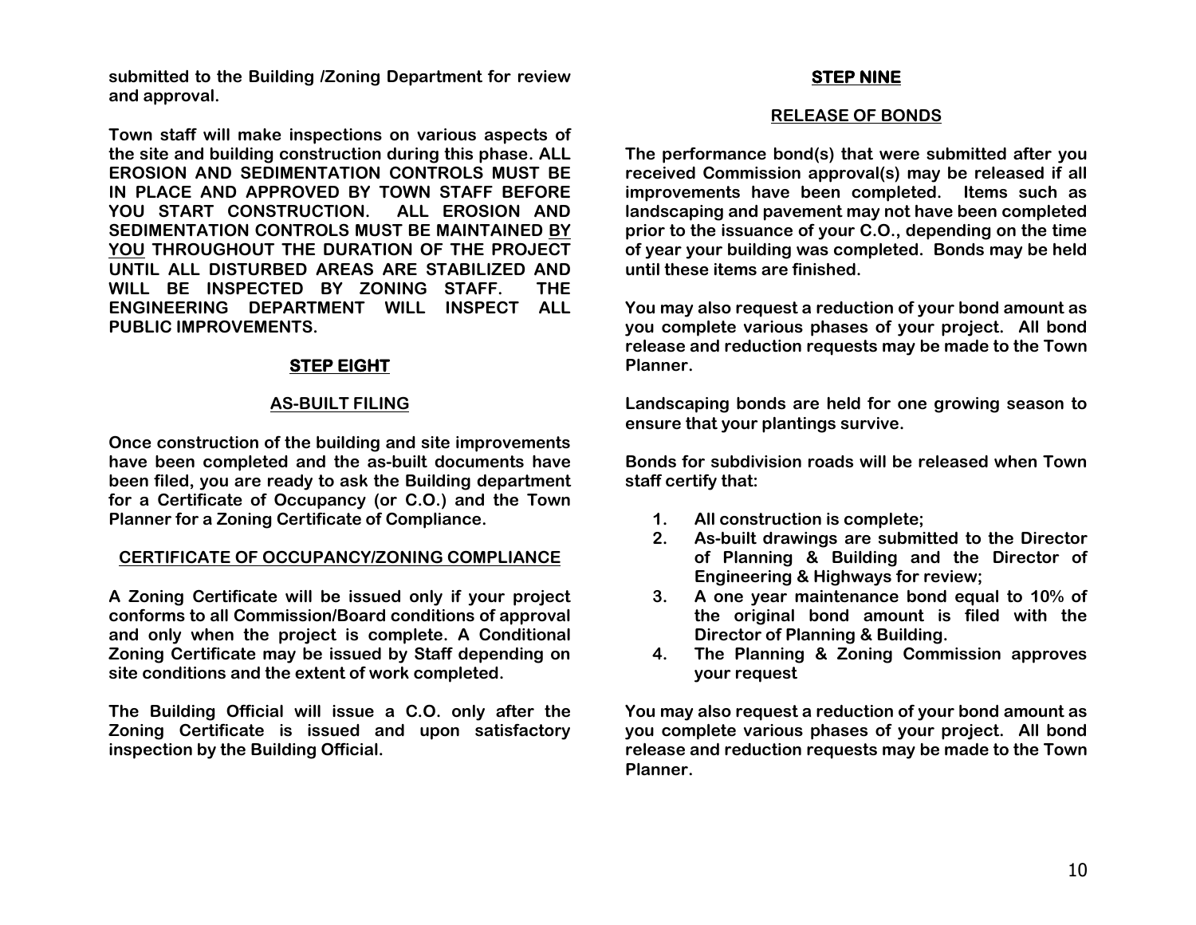submitted to the Building /Zoning Department for review and approval.

Town staff will make inspections on various aspects of the site and building construction during this phase. ALL EROSION AND SEDIMENTATION CONTROLS MUST BE IN PLACE AND APPROVED BY TOWN STAFF BEFORE YOU START CONSTRUCTION. ALL EROSION AND SEDIMENTATION CONTROLS MUST BE MAINTAINED BY YOU THROUGHOUT THE DURATION OF THE PROJECT UNTIL ALL DISTURBED AREAS ARE STABILIZED AND WILL BE INSPECTED BY ZONING STAFF. THE ENGINEERING DEPARTMENT WILL INSPECT ALL PUBLIC IMPROVEMENTS.

## STEP EIGHT

### AS-BUILT FILING

Once construction of the building and site improvements have been completed and the as-built documents have been filed, you are ready to ask the Building department for a Certificate of Occupancy (or C.O.) and the Town Planner for a Zoning Certificate of Compliance.

### CERTIFICATE OF OCCUPANCY/ZONING COMPLIANCE

A Zoning Certificate will be issued only if your project conforms to all Commission/Board conditions of approval and only when the project is complete. A Conditional Zoning Certificate may be issued by Staff depending on site conditions and the extent of work completed.

The Building Official will issue a C.O. only after the Zoning Certificate is issued and upon satisfactory inspection by the Building Official.

## STEP NINE

### RELEASE OF BONDS

The performance bond(s) that were submitted after you received Commission approval(s) may be released if all improvements have been completed. Items such as landscaping and pavement may not have been completed prior to the issuance of your C.O., depending on the time of year your building was completed. Bonds may be held until these items are finished.

You may also request a reduction of your bond amount as you complete various phases of your project. All bond release and reduction requests may be made to the Town Planner.

Landscaping bonds are held for one growing season to ensure that your plantings survive.

Bonds for subdivision roads will be released when Town staff certify that:

1. All construction is complete;
2. As-built drawings are submitted to the Director of Planning & Building and the Director of Engineering & Highways for review;
3. A one year maintenance bond equal to 10% of the original bond amount is filed with the Director of Planning & Building.
4. The Planning & Zoning Commission approves your request

You may also request a reduction of your bond amount as you complete various phases of your project. All bond release and reduction requests may be made to the Town Planner.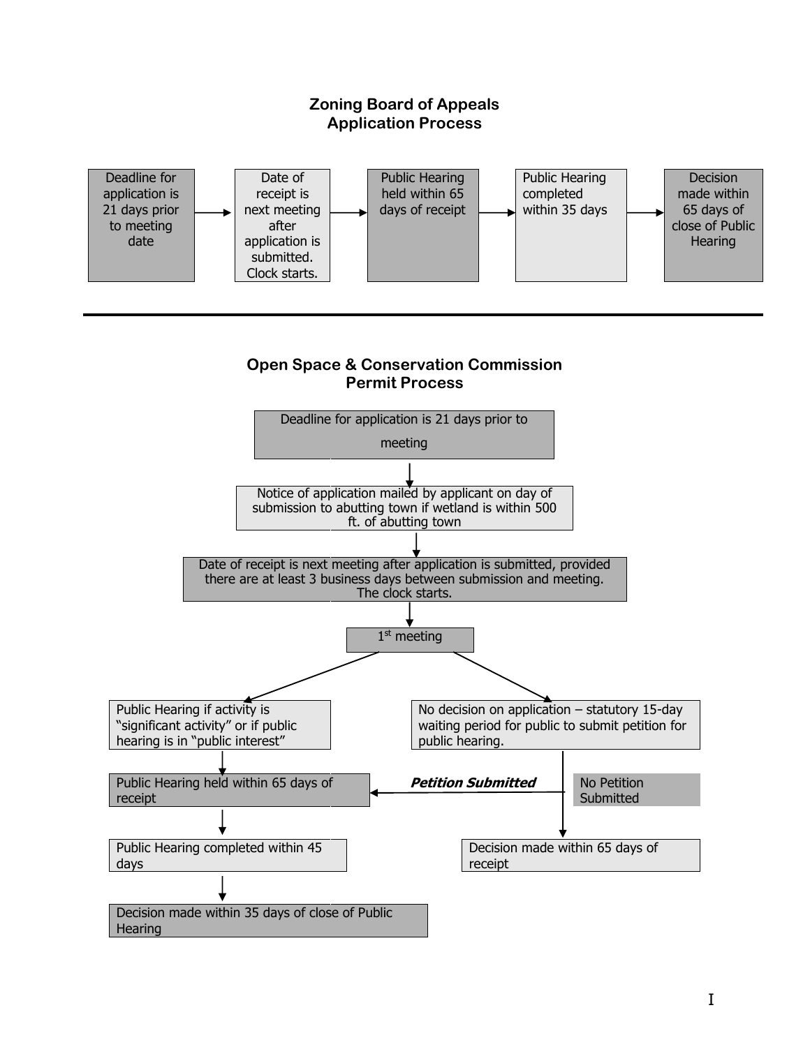## Zoning Board of Appeals
## Application Process

Deadline for application is 21 days prior to meeting date → Date of receipt is next meeting after application is submitted. Clock starts. → Public Hearing held within 65 days of receipt → Public Hearing completed within 35 days → Decision made within 65 days of close of Public Hearing

---

## Open Space & Conservation Commission
## Permit Process

Deadline for application is 21 days prior to meeting

↓

Notice of application mailed by applicant on day of submission to abutting town if wetland is within 500 ft. of abutting town

↓

Date of receipt is next meeting after application is submitted, provided there are at least 3 business days between submission and meeting. The clock starts.

↓

1st meeting

↓

- Public Hearing if activity is "significant activity" or if public hearing is in "public interest"
  - ↓ Public Hearing held within 65 days of receipt
  - ↓ Public Hearing completed within 45 days
  - ↓ Decision made within 35 days of close of Public Hearing
- No decision on application – statutory 15-day waiting period for public to submit petition for public hearing.
  - ***Petition Submitted*** → Public Hearing held within 65 days of receipt
  - No Petition Submitted → Decision made within 65 days of receipt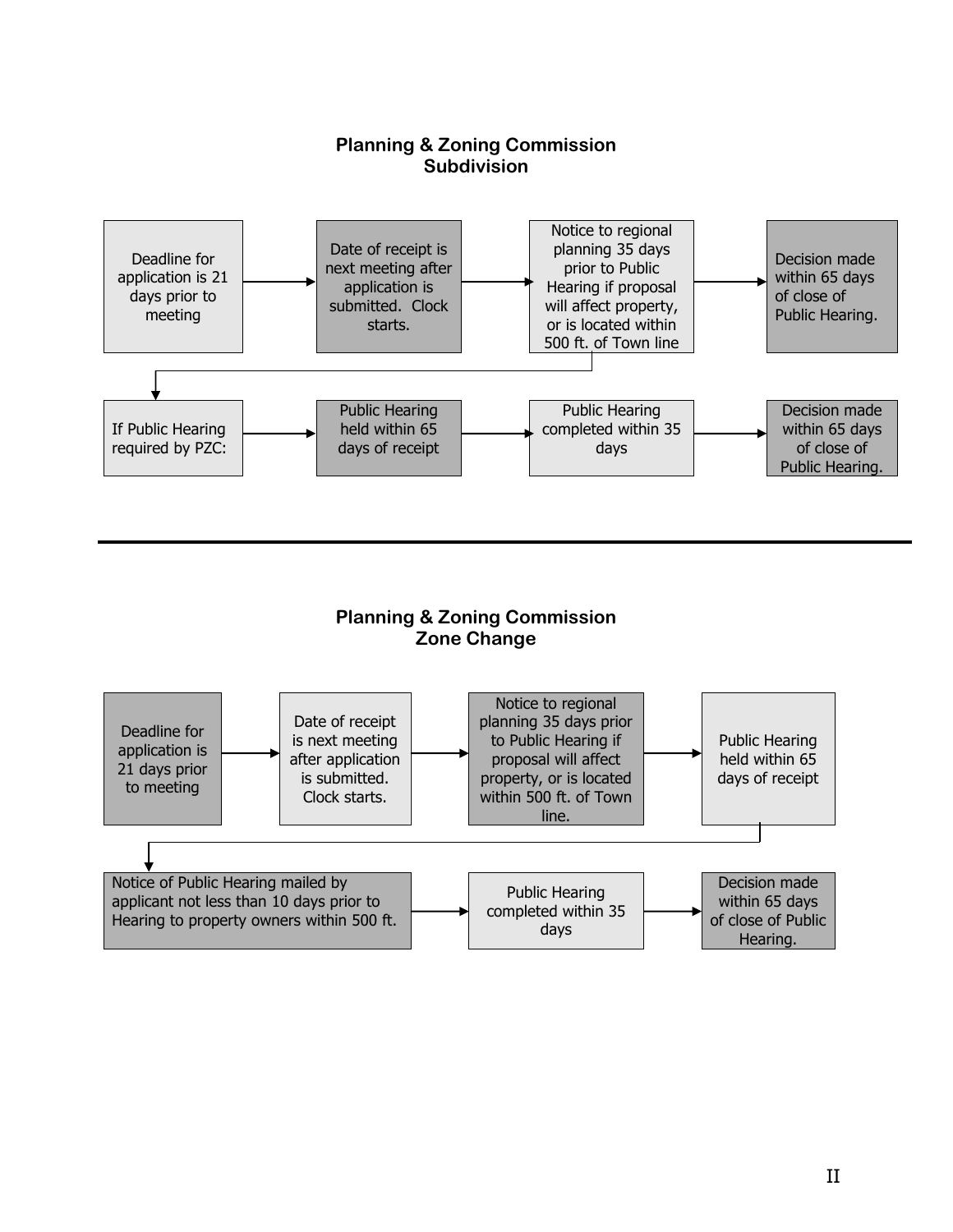## Planning & Zoning Commission
## Subdivision

Deadline for application is 21 days prior to meeting → Date of receipt is next meeting after application is submitted. Clock starts. → Notice to regional planning 35 days prior to Public Hearing if proposal will affect property, or is located within 500 ft. of Town line → Decision made within 65 days of close of Public Hearing.

If Public Hearing required by PZC: → Public Hearing held within 65 days of receipt → Public Hearing completed within 35 days → Decision made within 65 days of close of Public Hearing.

---

## Planning & Zoning Commission
## Zone Change

Deadline for application is 21 days prior to meeting → Date of receipt is next meeting after application is submitted. Clock starts. → Notice to regional planning 35 days prior to Public Hearing if proposal will affect property, or is located within 500 ft. of Town line. → Public Hearing held within 65 days of receipt

→ Notice of Public Hearing mailed by applicant not less than 10 days prior to Hearing to property owners within 500 ft. → Public Hearing completed within 35 days → Decision made within 65 days of close of Public Hearing.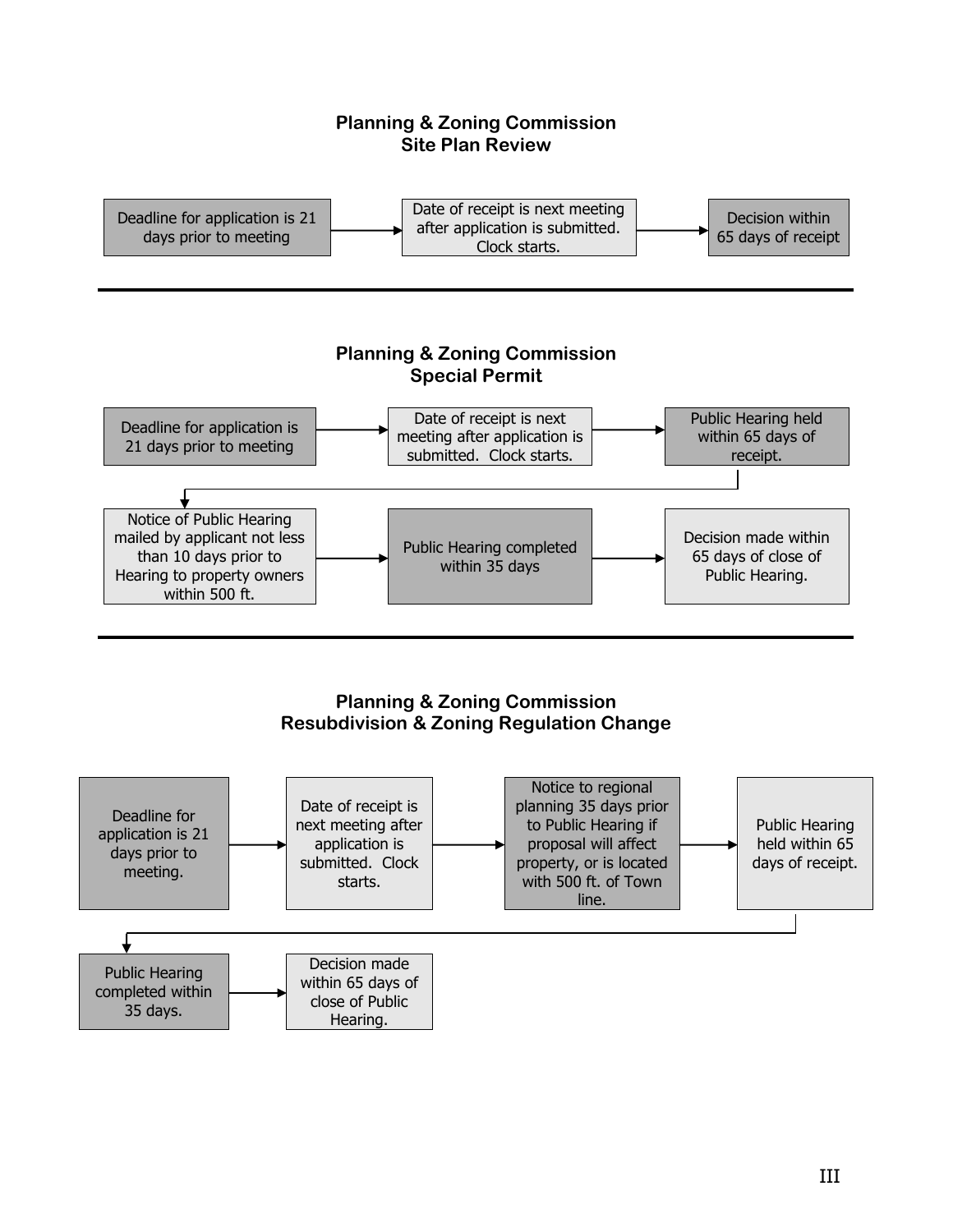## Planning & Zoning Commission
## Site Plan Review

Deadline for application is 21 days prior to meeting → Date of receipt is next meeting after application is submitted. Clock starts. → Decision within 65 days of receipt

---

## Planning & Zoning Commission
## Special Permit

Deadline for application is 21 days prior to meeting → Date of receipt is next meeting after application is submitted. Clock starts. → Public Hearing held within 65 days of receipt.

→ Notice of Public Hearing mailed by applicant not less than 10 days prior to Hearing to property owners within 500 ft. → Public Hearing completed within 35 days → Decision made within 65 days of close of Public Hearing.

---

## Planning & Zoning Commission
## Resubdivision & Zoning Regulation Change

Deadline for application is 21 days prior to meeting. → Date of receipt is next meeting after application is submitted. Clock starts. → Notice to regional planning 35 days prior to Public Hearing if proposal will affect property, or is located with 500 ft. of Town line. → Public Hearing held within 65 days of receipt.

→ Public Hearing completed within 35 days. → Decision made within 65 days of close of Public Hearing.